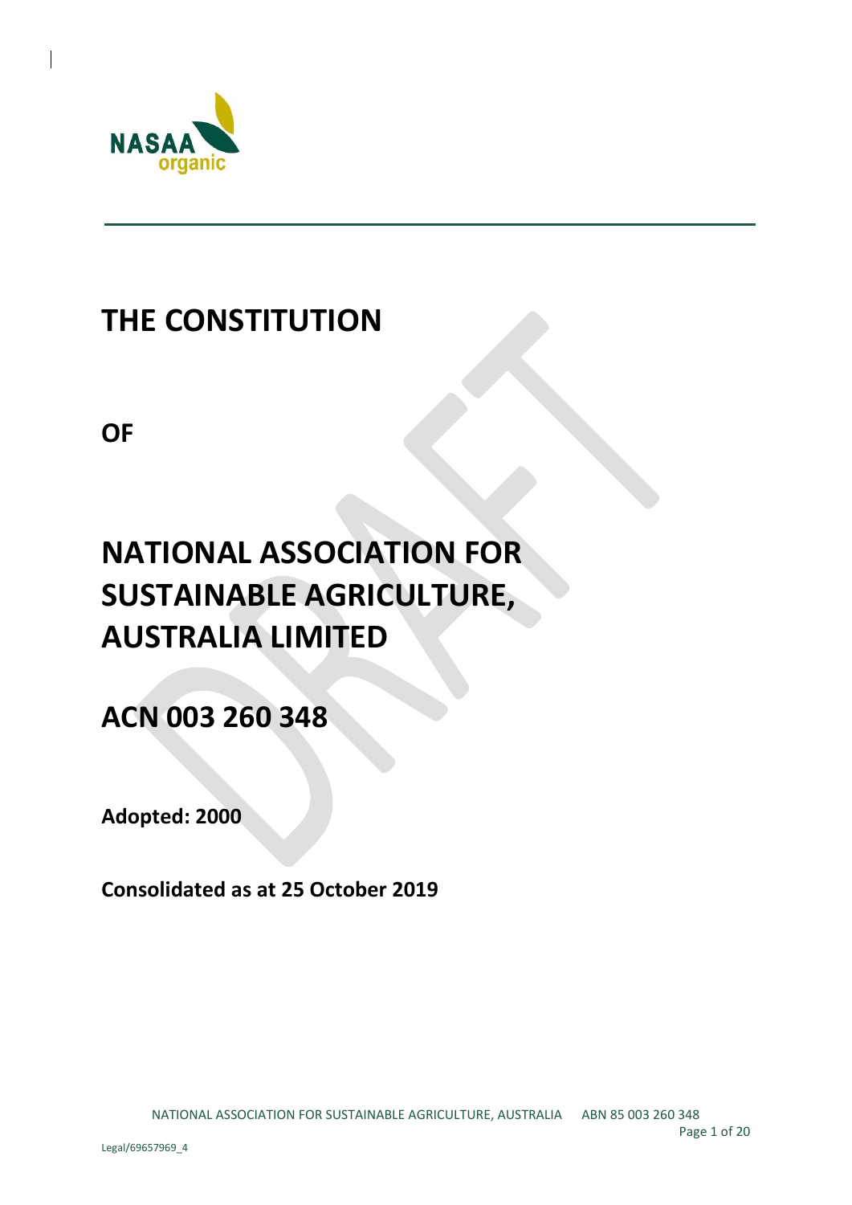# THE CONSTITUTION

**OF**

# NATIONAL ASSOCIATION FOR SUSTAINABLE AGRICULTURE, AUSTRALIA LIMITED

# ACN 003 260 348

**Adopted: 2000**

**Consolidated as at 25 October 2019**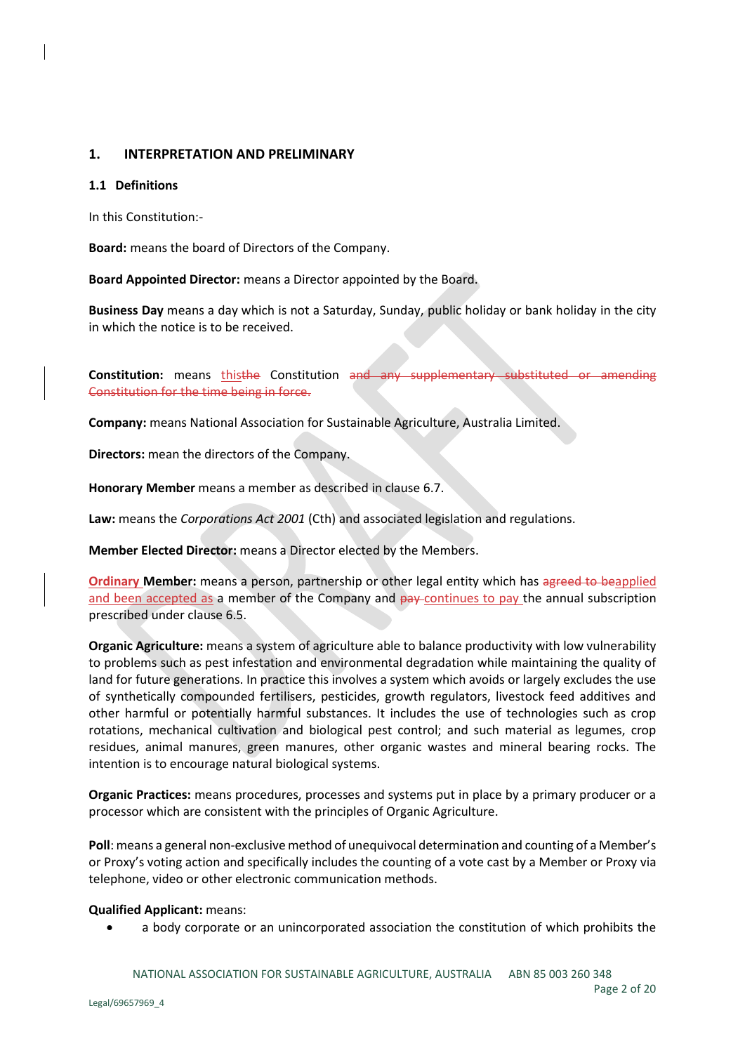## 1. INTERPRETATION AND PRELIMINARY

### 1.1 Definitions

In this Constitution:-

**Board:** means the board of Directors of the Company.

**Board Appointed Director:** means a Director appointed by the Board.

**Business Day** means a day which is not a Saturday, Sunday, public holiday or bank holiday in the city in which the notice is to be received.

**Constitution:** means ~~the~~ this Constitution ~~and any supplementary substituted or amending Constitution for the time being in force.~~

**Company:** means National Association for Sustainable Agriculture, Australia Limited.

**Directors:** mean the directors of the Company.

**Honorary Member** means a member as described in clause 6.7.

**Law:** means the *Corporations Act 2001* (Cth) and associated legislation and regulations.

**Member Elected Director:** means a Director elected by the Members.

**Ordinary Member:** means a person, partnership or other legal entity which has ~~agreed to be~~ applied and been accepted as a member of the Company and ~~pay~~ continues to pay the annual subscription prescribed under clause 6.5.

**Organic Agriculture:** means a system of agriculture able to balance productivity with low vulnerability to problems such as pest infestation and environmental degradation while maintaining the quality of land for future generations. In practice this involves a system which avoids or largely excludes the use of synthetically compounded fertilisers, pesticides, growth regulators, livestock feed additives and other harmful or potentially harmful substances. It includes the use of technologies such as crop rotations, mechanical cultivation and biological pest control; and such material as legumes, crop residues, animal manures, green manures, other organic wastes and mineral bearing rocks. The intention is to encourage natural biological systems.

**Organic Practices:** means procedures, processes and systems put in place by a primary producer or a processor which are consistent with the principles of Organic Agriculture.

**Poll**: means a general non-exclusive method of unequivocal determination and counting of a Member's or Proxy's voting action and specifically includes the counting of a vote cast by a Member or Proxy via telephone, video or other electronic communication methods.

**Qualified Applicant:** means:

- a body corporate or an unincorporated association the constitution of which prohibits the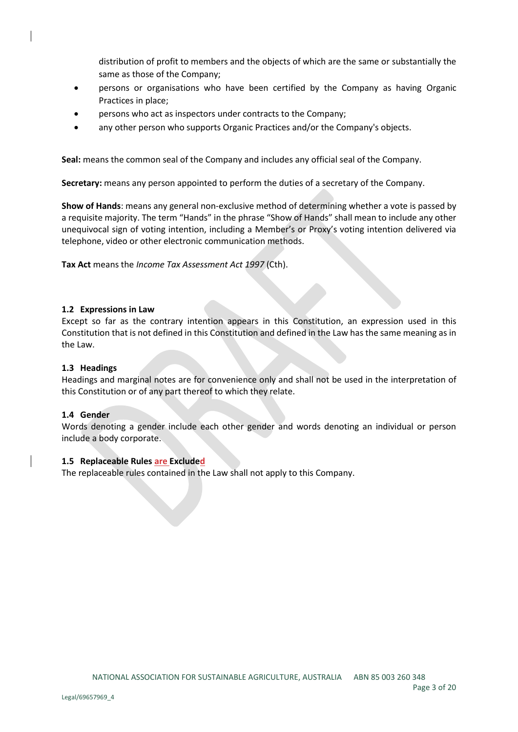distribution of profit to members and the objects of which are the same or substantially the same as those of the Company;

- persons or organisations who have been certified by the Company as having Organic Practices in place;
- persons who act as inspectors under contracts to the Company;
- any other person who supports Organic Practices and/or the Company's objects.

**Seal:** means the common seal of the Company and includes any official seal of the Company.

**Secretary:** means any person appointed to perform the duties of a secretary of the Company.

**Show of Hands**: means any general non-exclusive method of determining whether a vote is passed by a requisite majority. The term "Hands" in the phrase "Show of Hands" shall mean to include any other unequivocal sign of voting intention, including a Member's or Proxy's voting intention delivered via telephone, video or other electronic communication methods.

**Tax Act** means the *Income Tax Assessment Act 1997* (Cth).

### 1.2 Expressions in Law

Except so far as the contrary intention appears in this Constitution, an expression used in this Constitution that is not defined in this Constitution and defined in the Law has the same meaning as in the Law.

### 1.3 Headings

Headings and marginal notes are for convenience only and shall not be used in the interpretation of this Constitution or of any part thereof to which they relate.

### 1.4 Gender

Words denoting a gender include each other gender and words denoting an individual or person include a body corporate.

### 1.5 Replaceable Rules are Excluded

The replaceable rules contained in the Law shall not apply to this Company.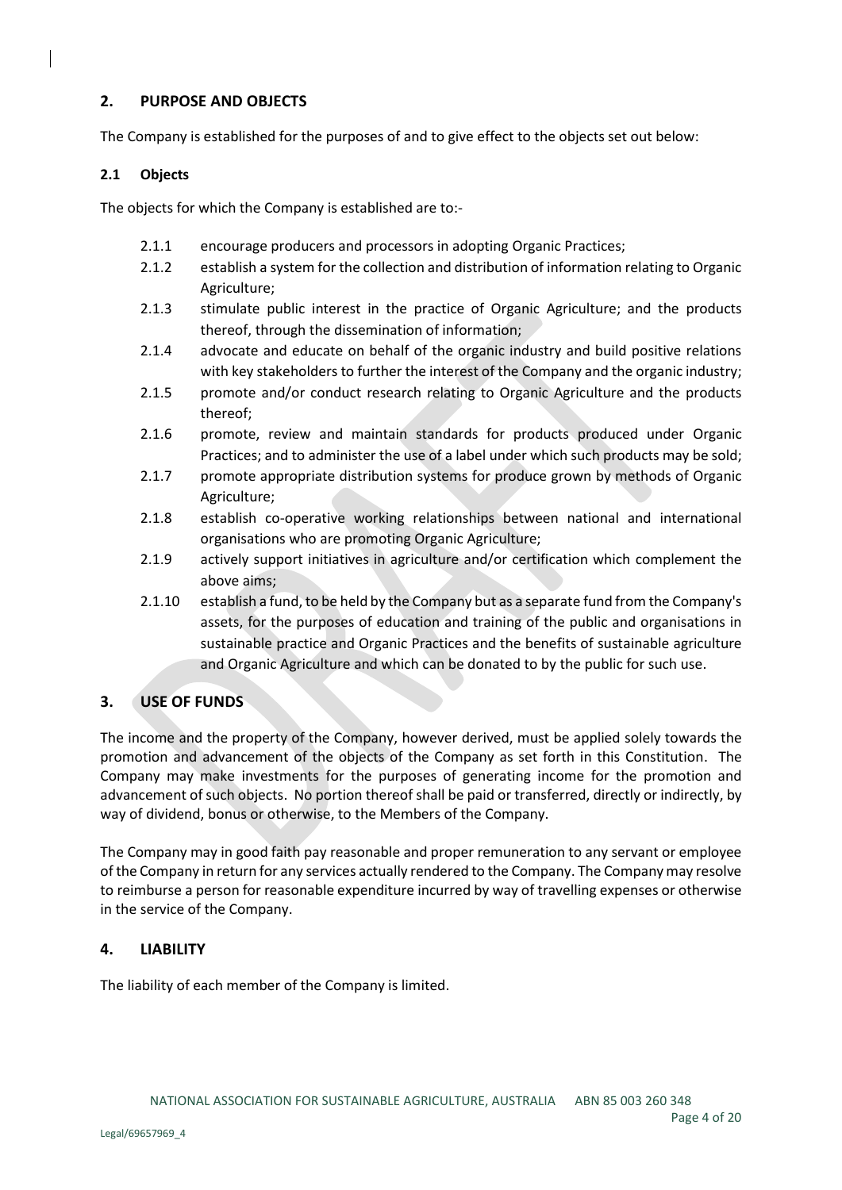## 2. PURPOSE AND OBJECTS

The Company is established for the purposes of and to give effect to the objects set out below:

### 2.1 Objects

The objects for which the Company is established are to:-

2.1.1 encourage producers and processors in adopting Organic Practices;

2.1.2 establish a system for the collection and distribution of information relating to Organic Agriculture;

2.1.3 stimulate public interest in the practice of Organic Agriculture; and the products thereof, through the dissemination of information;

2.1.4 advocate and educate on behalf of the organic industry and build positive relations with key stakeholders to further the interest of the Company and the organic industry;

2.1.5 promote and/or conduct research relating to Organic Agriculture and the products thereof;

2.1.6 promote, review and maintain standards for products produced under Organic Practices; and to administer the use of a label under which such products may be sold;

2.1.7 promote appropriate distribution systems for produce grown by methods of Organic Agriculture;

2.1.8 establish co-operative working relationships between national and international organisations who are promoting Organic Agriculture;

2.1.9 actively support initiatives in agriculture and/or certification which complement the above aims;

2.1.10 establish a fund, to be held by the Company but as a separate fund from the Company's assets, for the purposes of education and training of the public and organisations in sustainable practice and Organic Practices and the benefits of sustainable agriculture and Organic Agriculture and which can be donated to by the public for such use.

## 3. USE OF FUNDS

The income and the property of the Company, however derived, must be applied solely towards the promotion and advancement of the objects of the Company as set forth in this Constitution. The Company may make investments for the purposes of generating income for the promotion and advancement of such objects. No portion thereof shall be paid or transferred, directly or indirectly, by way of dividend, bonus or otherwise, to the Members of the Company.

The Company may in good faith pay reasonable and proper remuneration to any servant or employee of the Company in return for any services actually rendered to the Company. The Company may resolve to reimburse a person for reasonable expenditure incurred by way of travelling expenses or otherwise in the service of the Company.

## 4. LIABILITY

The liability of each member of the Company is limited.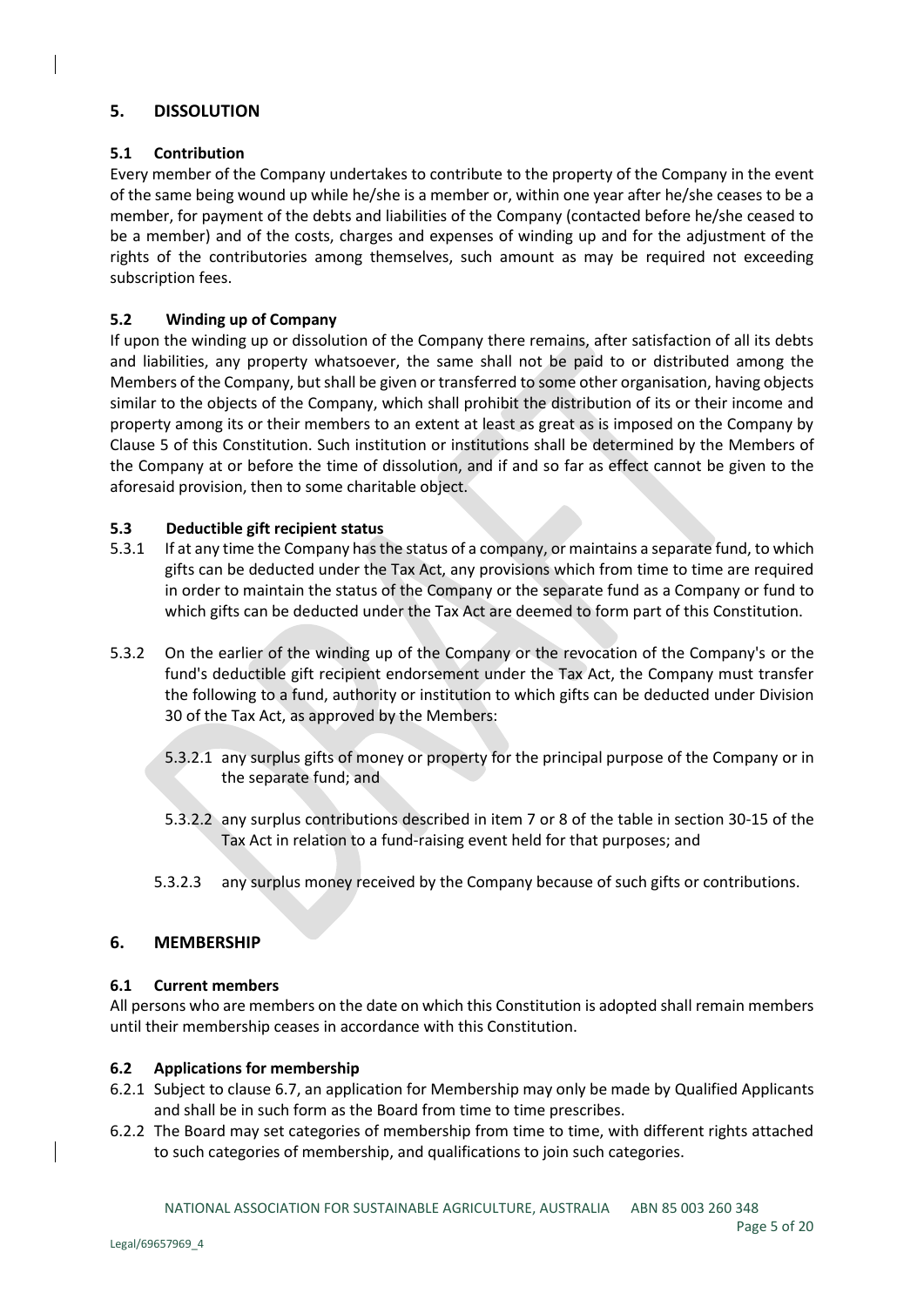## 5. DISSOLUTION

### 5.1 Contribution

Every member of the Company undertakes to contribute to the property of the Company in the event of the same being wound up while he/she is a member or, within one year after he/she ceases to be a member, for payment of the debts and liabilities of the Company (contacted before he/she ceased to be a member) and of the costs, charges and expenses of winding up and for the adjustment of the rights of the contributories among themselves, such amount as may be required not exceeding subscription fees.

### 5.2 Winding up of Company

If upon the winding up or dissolution of the Company there remains, after satisfaction of all its debts and liabilities, any property whatsoever, the same shall not be paid to or distributed among the Members of the Company, but shall be given or transferred to some other organisation, having objects similar to the objects of the Company, which shall prohibit the distribution of its or their income and property among its or their members to an extent at least as great as is imposed on the Company by Clause 5 of this Constitution. Such institution or institutions shall be determined by the Members of the Company at or before the time of dissolution, and if and so far as effect cannot be given to the aforesaid provision, then to some charitable object.

### 5.3 Deductible gift recipient status

5.3.1 If at any time the Company has the status of a company, or maintains a separate fund, to which gifts can be deducted under the Tax Act, any provisions which from time to time are required in order to maintain the status of the Company or the separate fund as a Company or fund to which gifts can be deducted under the Tax Act are deemed to form part of this Constitution.

5.3.2 On the earlier of the winding up of the Company or the revocation of the Company's or the fund's deductible gift recipient endorsement under the Tax Act, the Company must transfer the following to a fund, authority or institution to which gifts can be deducted under Division 30 of the Tax Act, as approved by the Members:

5.3.2.1 any surplus gifts of money or property for the principal purpose of the Company or in the separate fund; and

5.3.2.2 any surplus contributions described in item 7 or 8 of the table in section 30-15 of the Tax Act in relation to a fund-raising event held for that purposes; and

5.3.2.3 any surplus money received by the Company because of such gifts or contributions.

## 6. MEMBERSHIP

### 6.1 Current members

All persons who are members on the date on which this Constitution is adopted shall remain members until their membership ceases in accordance with this Constitution.

### 6.2 Applications for membership

6.2.1 Subject to clause 6.7, an application for Membership may only be made by Qualified Applicants and shall be in such form as the Board from time to time prescribes.

6.2.2 The Board may set categories of membership from time to time, with different rights attached to such categories of membership, and qualifications to join such categories.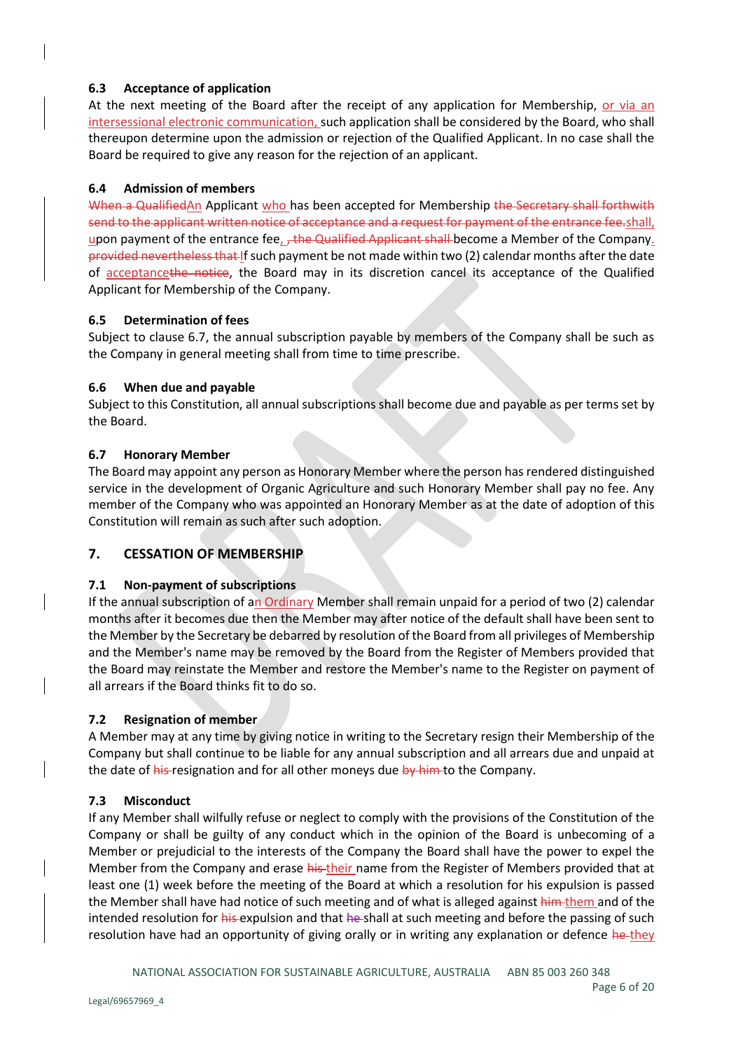### 6.3 Acceptance of application

At the next meeting of the Board after the receipt of any application for Membership, or via an intersessional electronic communication, such application shall be considered by the Board, who shall thereupon determine upon the admission or rejection of the Qualified Applicant. In no case shall the Board be required to give any reason for the rejection of an applicant.

### 6.4 Admission of members

~~When a Qualified~~An Applicant who has been accepted for Membership ~~the Secretary shall forthwith send to the applicant written notice of acceptance and a request for payment of the entrance fee.~~shall, upon payment of the entrance fee, ~~, the Qualified Applicant shall~~ become a Member of the Company. ~~provided nevertheless that~~ If such payment be not made within two (2) calendar months after the date of acceptance~~the notice~~, the Board may in its discretion cancel its acceptance of the Qualified Applicant for Membership of the Company.

### 6.5 Determination of fees

Subject to clause 6.7, the annual subscription payable by members of the Company shall be such as the Company in general meeting shall from time to time prescribe.

### 6.6 When due and payable

Subject to this Constitution, all annual subscriptions shall become due and payable as per terms set by the Board.

### 6.7 Honorary Member

The Board may appoint any person as Honorary Member where the person has rendered distinguished service in the development of Organic Agriculture and such Honorary Member shall pay no fee. Any member of the Company who was appointed an Honorary Member as at the date of adoption of this Constitution will remain as such after such adoption.

## 7. CESSATION OF MEMBERSHIP

### 7.1 Non-payment of subscriptions

If the annual subscription of an Ordinary Member shall remain unpaid for a period of two (2) calendar months after it becomes due then the Member may after notice of the default shall have been sent to the Member by the Secretary be debarred by resolution of the Board from all privileges of Membership and the Member's name may be removed by the Board from the Register of Members provided that the Board may reinstate the Member and restore the Member's name to the Register on payment of all arrears if the Board thinks fit to do so.

### 7.2 Resignation of member

A Member may at any time by giving notice in writing to the Secretary resign their Membership of the Company but shall continue to be liable for any annual subscription and all arrears due and unpaid at the date of ~~his~~ resignation and for all other moneys due ~~by him~~ to the Company.

### 7.3 Misconduct

If any Member shall wilfully refuse or neglect to comply with the provisions of the Constitution of the Company or shall be guilty of any conduct which in the opinion of the Board is unbecoming of a Member or prejudicial to the interests of the Company the Board shall have the power to expel the Member from the Company and erase ~~his~~ their name from the Register of Members provided that at least one (1) week before the meeting of the Board at which a resolution for his expulsion is passed the Member shall have had notice of such meeting and of what is alleged against ~~him~~ them and of the intended resolution for ~~his~~ expulsion and that ~~he~~ shall at such meeting and before the passing of such resolution have had an opportunity of giving orally or in writing any explanation or defence ~~he~~ they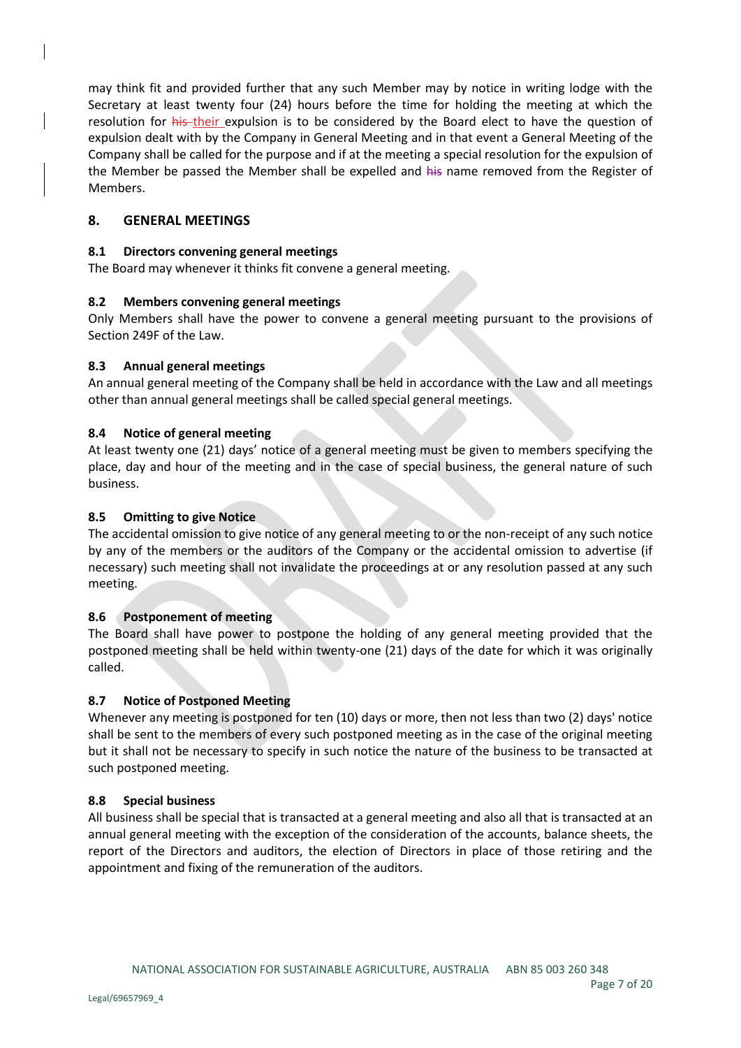may think fit and provided further that any such Member may by notice in writing lodge with the Secretary at least twenty four (24) hours before the time for holding the meeting at which the resolution for ~~his~~ their expulsion is to be considered by the Board elect to have the question of expulsion dealt with by the Company in General Meeting and in that event a General Meeting of the Company shall be called for the purpose and if at the meeting a special resolution for the expulsion of the Member be passed the Member shall be expelled and ~~his~~ name removed from the Register of Members.

## 8. GENERAL MEETINGS

### 8.1 Directors convening general meetings

The Board may whenever it thinks fit convene a general meeting.

### 8.2 Members convening general meetings

Only Members shall have the power to convene a general meeting pursuant to the provisions of Section 249F of the Law.

### 8.3 Annual general meetings

An annual general meeting of the Company shall be held in accordance with the Law and all meetings other than annual general meetings shall be called special general meetings.

### 8.4 Notice of general meeting

At least twenty one (21) days' notice of a general meeting must be given to members specifying the place, day and hour of the meeting and in the case of special business, the general nature of such business.

### 8.5 Omitting to give Notice

The accidental omission to give notice of any general meeting to or the non-receipt of any such notice by any of the members or the auditors of the Company or the accidental omission to advertise (if necessary) such meeting shall not invalidate the proceedings at or any resolution passed at any such meeting.

### 8.6 Postponement of meeting

The Board shall have power to postpone the holding of any general meeting provided that the postponed meeting shall be held within twenty-one (21) days of the date for which it was originally called.

### 8.7 Notice of Postponed Meeting

Whenever any meeting is postponed for ten (10) days or more, then not less than two (2) days' notice shall be sent to the members of every such postponed meeting as in the case of the original meeting but it shall not be necessary to specify in such notice the nature of the business to be transacted at such postponed meeting.

### 8.8 Special business

All business shall be special that is transacted at a general meeting and also all that is transacted at an annual general meeting with the exception of the consideration of the accounts, balance sheets, the report of the Directors and auditors, the election of Directors in place of those retiring and the appointment and fixing of the remuneration of the auditors.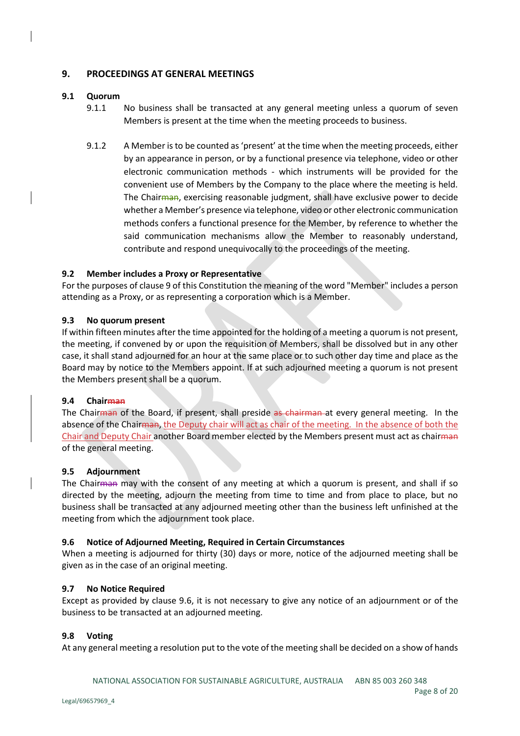## 9. PROCEEDINGS AT GENERAL MEETINGS

### 9.1 Quorum

9.1.1 No business shall be transacted at any general meeting unless a quorum of seven Members is present at the time when the meeting proceeds to business.

9.1.2 A Member is to be counted as 'present' at the time when the meeting proceeds, either by an appearance in person, or by a functional presence via telephone, video or other electronic communication methods - which instruments will be provided for the convenient use of Members by the Company to the place where the meeting is held. The Chair~~man~~, exercising reasonable judgment, shall have exclusive power to decide whether a Member's presence via telephone, video or other electronic communication methods confers a functional presence for the Member, by reference to whether the said communication mechanisms allow the Member to reasonably understand, contribute and respond unequivocally to the proceedings of the meeting.

### 9.2 Member includes a Proxy or Representative

For the purposes of clause 9 of this Constitution the meaning of the word "Member" includes a person attending as a Proxy, or as representing a corporation which is a Member.

### 9.3 No quorum present

If within fifteen minutes after the time appointed for the holding of a meeting a quorum is not present, the meeting, if convened by or upon the requisition of Members, shall be dissolved but in any other case, it shall stand adjourned for an hour at the same place or to such other day time and place as the Board may by notice to the Members appoint. If at such adjourned meeting a quorum is not present the Members present shall be a quorum.

### 9.4 Chair~~man~~

The Chair~~man~~ of the Board, if present, shall preside ~~as chairman~~ at every general meeting. In the absence of the Chair~~man~~, the Deputy chair will act as chair of the meeting. In the absence of both the Chair and Deputy Chair another Board member elected by the Members present must act as chair~~man~~ of the general meeting.

### 9.5 Adjournment

The Chair~~man~~ may with the consent of any meeting at which a quorum is present, and shall if so directed by the meeting, adjourn the meeting from time to time and from place to place, but no business shall be transacted at any adjourned meeting other than the business left unfinished at the meeting from which the adjournment took place.

### 9.6 Notice of Adjourned Meeting, Required in Certain Circumstances

When a meeting is adjourned for thirty (30) days or more, notice of the adjourned meeting shall be given as in the case of an original meeting.

### 9.7 No Notice Required

Except as provided by clause 9.6, it is not necessary to give any notice of an adjournment or of the business to be transacted at an adjourned meeting.

### 9.8 Voting

At any general meeting a resolution put to the vote of the meeting shall be decided on a show of hands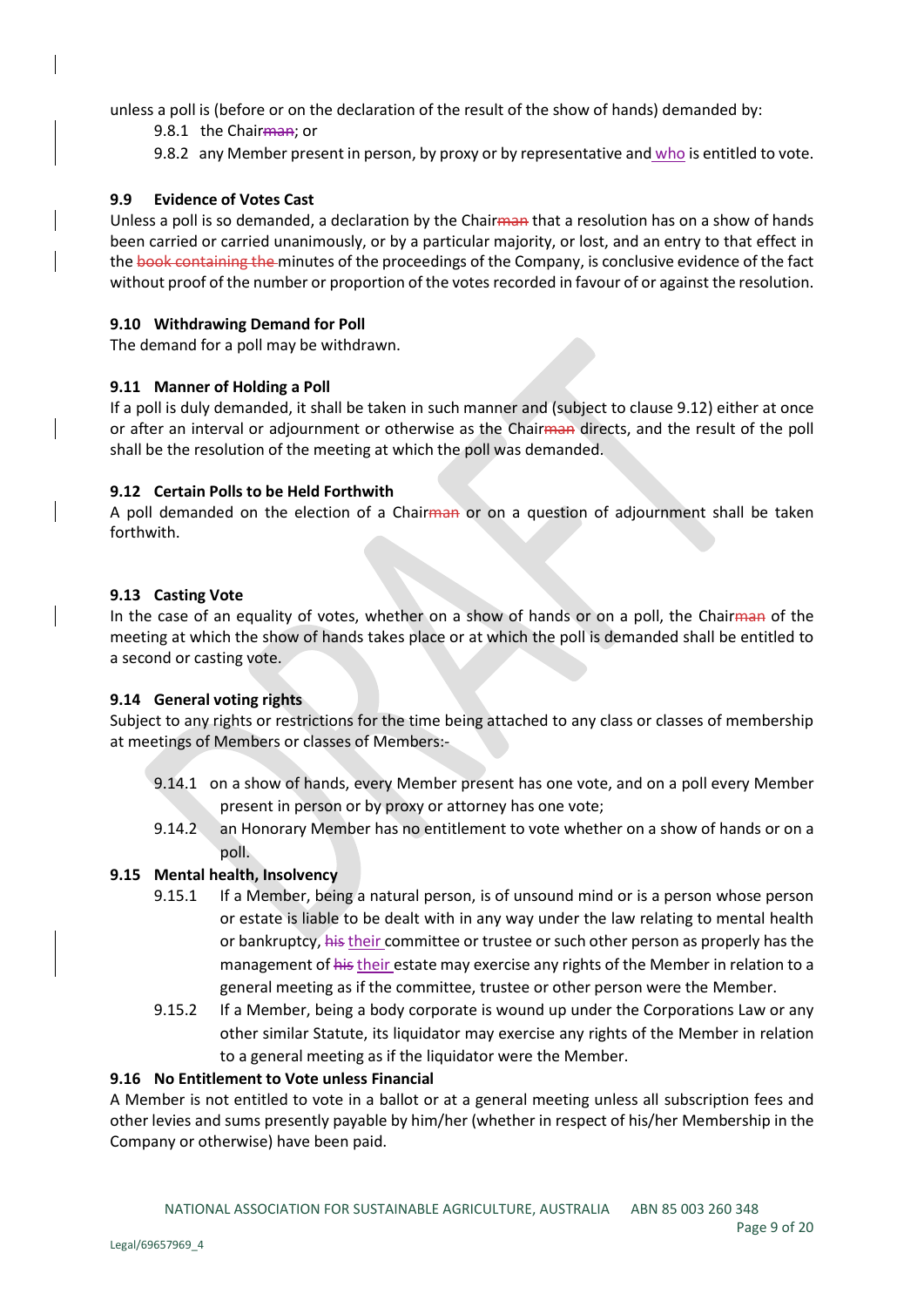unless a poll is (before or on the declaration of the result of the show of hands) demanded by:

9.8.1 the Chair~~man~~; or

9.8.2 any Member present in person, by proxy or by representative and who is entitled to vote.

### 9.9 Evidence of Votes Cast

Unless a poll is so demanded, a declaration by the Chair~~man~~ that a resolution has on a show of hands been carried or carried unanimously, or by a particular majority, or lost, and an entry to that effect in the ~~book containing the~~ minutes of the proceedings of the Company, is conclusive evidence of the fact without proof of the number or proportion of the votes recorded in favour of or against the resolution.

### 9.10 Withdrawing Demand for Poll

The demand for a poll may be withdrawn.

### 9.11 Manner of Holding a Poll

If a poll is duly demanded, it shall be taken in such manner and (subject to clause 9.12) either at once or after an interval or adjournment or otherwise as the Chair~~man~~ directs, and the result of the poll shall be the resolution of the meeting at which the poll was demanded.

### 9.12 Certain Polls to be Held Forthwith

A poll demanded on the election of a Chair~~man~~ or on a question of adjournment shall be taken forthwith.

### 9.13 Casting Vote

In the case of an equality of votes, whether on a show of hands or on a poll, the Chair~~man~~ of the meeting at which the show of hands takes place or at which the poll is demanded shall be entitled to a second or casting vote.

### 9.14 General voting rights

Subject to any rights or restrictions for the time being attached to any class or classes of membership at meetings of Members or classes of Members:-

9.14.1 on a show of hands, every Member present has one vote, and on a poll every Member present in person or by proxy or attorney has one vote;

9.14.2 an Honorary Member has no entitlement to vote whether on a show of hands or on a poll.

### 9.15 Mental health, Insolvency

9.15.1 If a Member, being a natural person, is of unsound mind or is a person whose person or estate is liable to be dealt with in any way under the law relating to mental health or bankruptcy, ~~his~~ their committee or trustee or such other person as properly has the management of ~~his~~ their estate may exercise any rights of the Member in relation to a general meeting as if the committee, trustee or other person were the Member.

9.15.2 If a Member, being a body corporate is wound up under the Corporations Law or any other similar Statute, its liquidator may exercise any rights of the Member in relation to a general meeting as if the liquidator were the Member.

### 9.16 No Entitlement to Vote unless Financial

A Member is not entitled to vote in a ballot or at a general meeting unless all subscription fees and other levies and sums presently payable by him/her (whether in respect of his/her Membership in the Company or otherwise) have been paid.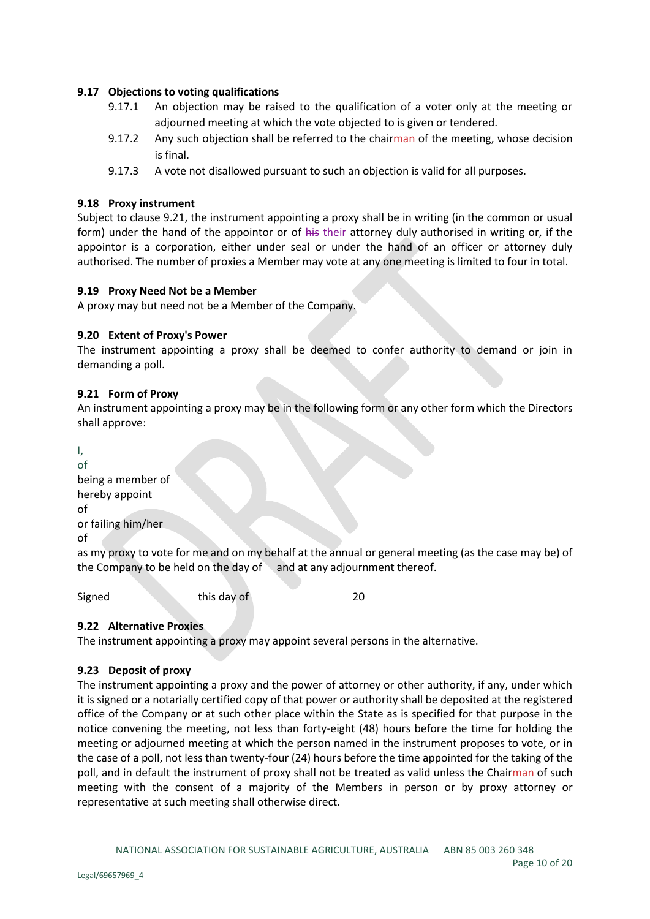### 9.17 Objections to voting qualifications

9.17.1 An objection may be raised to the qualification of a voter only at the meeting or adjourned meeting at which the vote objected to is given or tendered.

9.17.2 Any such objection shall be referred to the chairman of the meeting, whose decision is final.

9.17.3 A vote not disallowed pursuant to such an objection is valid for all purposes.

### 9.18 Proxy instrument

Subject to clause 9.21, the instrument appointing a proxy shall be in writing (in the common or usual form) under the hand of the appointor or of his their attorney duly authorised in writing or, if the appointor is a corporation, either under seal or under the hand of an officer or attorney duly authorised. The number of proxies a Member may vote at any one meeting is limited to four in total.

### 9.19 Proxy Need Not be a Member

A proxy may but need not be a Member of the Company.

### 9.20 Extent of Proxy's Power

The instrument appointing a proxy shall be deemed to confer authority to demand or join in demanding a poll.

### 9.21 Form of Proxy

An instrument appointing a proxy may be in the following form or any other form which the Directors shall approve:

I,
of
being a member of
hereby appoint
of
or failing him/her
of
as my proxy to vote for me and on my behalf at the annual or general meeting (as the case may be) of the Company to be held on the day of and at any adjournment thereof.

Signed this day of 20

### 9.22 Alternative Proxies

The instrument appointing a proxy may appoint several persons in the alternative.

### 9.23 Deposit of proxy

The instrument appointing a proxy and the power of attorney or other authority, if any, under which it is signed or a notarially certified copy of that power or authority shall be deposited at the registered office of the Company or at such other place within the State as is specified for that purpose in the notice convening the meeting, not less than forty-eight (48) hours before the time for holding the meeting or adjourned meeting at which the person named in the instrument proposes to vote, or in the case of a poll, not less than twenty-four (24) hours before the time appointed for the taking of the poll, and in default the instrument of proxy shall not be treated as valid unless the Chairman of such meeting with the consent of a majority of the Members in person or by proxy attorney or representative at such meeting shall otherwise direct.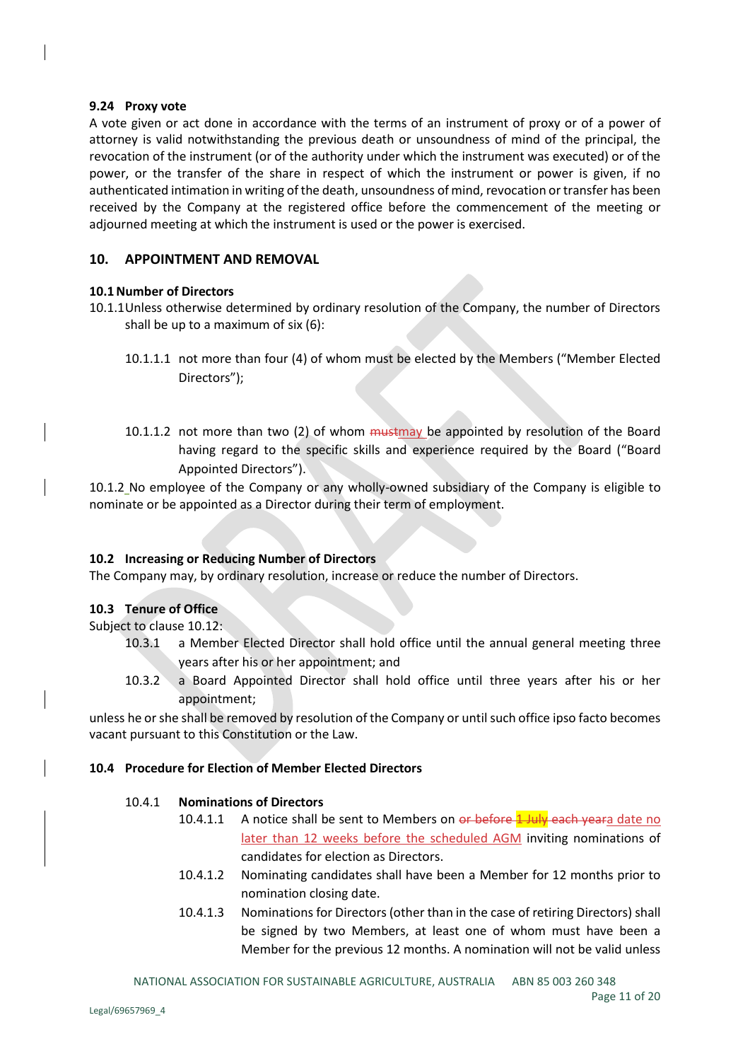#### 9.24 Proxy vote

A vote given or act done in accordance with the terms of an instrument of proxy or of a power of attorney is valid notwithstanding the previous death or unsoundness of mind of the principal, the revocation of the instrument (or of the authority under which the instrument was executed) or of the power, or the transfer of the share in respect of which the instrument or power is given, if no authenticated intimation in writing of the death, unsoundness of mind, revocation or transfer has been received by the Company at the registered office before the commencement of the meeting or adjourned meeting at which the instrument is used or the power is exercised.

## 10. APPOINTMENT AND REMOVAL

#### 10.1 Number of Directors

10.1.1 Unless otherwise determined by ordinary resolution of the Company, the number of Directors shall be up to a maximum of six (6):

10.1.1.1 not more than four (4) of whom must be elected by the Members ("Member Elected Directors");

10.1.1.2 not more than two (2) of whom ~~must~~may be appointed by resolution of the Board having regard to the specific skills and experience required by the Board ("Board Appointed Directors").

10.1.2 No employee of the Company or any wholly-owned subsidiary of the Company is eligible to nominate or be appointed as a Director during their term of employment.

#### 10.2 Increasing or Reducing Number of Directors

The Company may, by ordinary resolution, increase or reduce the number of Directors.

#### 10.3 Tenure of Office

Subject to clause 10.12:

10.3.1 a Member Elected Director shall hold office until the annual general meeting three years after his or her appointment; and

10.3.2 a Board Appointed Director shall hold office until three years after his or her appointment;

unless he or she shall be removed by resolution of the Company or until such office ipso facto becomes vacant pursuant to this Constitution or the Law.

#### 10.4 Procedure for Election of Member Elected Directors

10.4.1 **Nominations of Directors**

10.4.1.1 A notice shall be sent to Members on ~~or before 1 July each year~~a date no later than 12 weeks before the scheduled AGM inviting nominations of candidates for election as Directors.

10.4.1.2 Nominating candidates shall have been a Member for 12 months prior to nomination closing date.

10.4.1.3 Nominations for Directors (other than in the case of retiring Directors) shall be signed by two Members, at least one of whom must have been a Member for the previous 12 months. A nomination will not be valid unless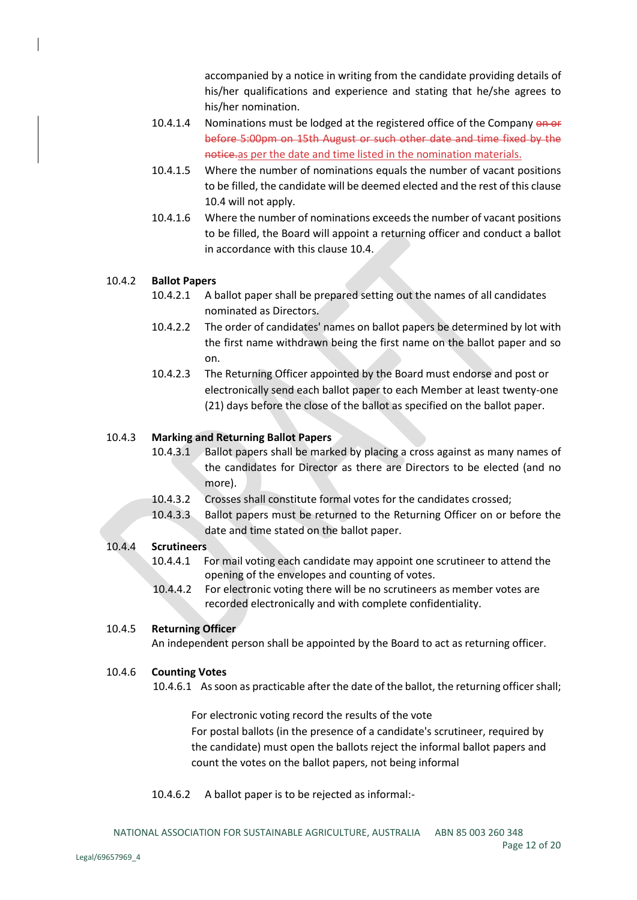accompanied by a notice in writing from the candidate providing details of his/her qualifications and experience and stating that he/she agrees to his/her nomination.

10.4.1.4 Nominations must be lodged at the registered office of the Company ~~on or before 5:00pm on 15th August or such other date and time fixed by the notice.~~as per the date and time listed in the nomination materials.

10.4.1.5 Where the number of nominations equals the number of vacant positions to be filled, the candidate will be deemed elected and the rest of this clause 10.4 will not apply.

10.4.1.6 Where the number of nominations exceeds the number of vacant positions to be filled, the Board will appoint a returning officer and conduct a ballot in accordance with this clause 10.4.

10.4.2 **Ballot Papers**

10.4.2.1 A ballot paper shall be prepared setting out the names of all candidates nominated as Directors.

10.4.2.2 The order of candidates' names on ballot papers be determined by lot with the first name withdrawn being the first name on the ballot paper and so on.

10.4.2.3 The Returning Officer appointed by the Board must endorse and post or electronically send each ballot paper to each Member at least twenty-one (21) days before the close of the ballot as specified on the ballot paper.

10.4.3 **Marking and Returning Ballot Papers**

10.4.3.1 Ballot papers shall be marked by placing a cross against as many names of the candidates for Director as there are Directors to be elected (and no more).

10.4.3.2 Crosses shall constitute formal votes for the candidates crossed;

10.4.3.3 Ballot papers must be returned to the Returning Officer on or before the date and time stated on the ballot paper.

10.4.4 **Scrutineers**

10.4.4.1 For mail voting each candidate may appoint one scrutineer to attend the opening of the envelopes and counting of votes.

10.4.4.2 For electronic voting there will be no scrutineers as member votes are recorded electronically and with complete confidentiality.

10.4.5 **Returning Officer**

An independent person shall be appointed by the Board to act as returning officer.

10.4.6 **Counting Votes**

10.4.6.1 As soon as practicable after the date of the ballot, the returning officer shall;

For electronic voting record the results of the vote

For postal ballots (in the presence of a candidate's scrutineer, required by the candidate) must open the ballots reject the informal ballot papers and count the votes on the ballot papers, not being informal

10.4.6.2 A ballot paper is to be rejected as informal:-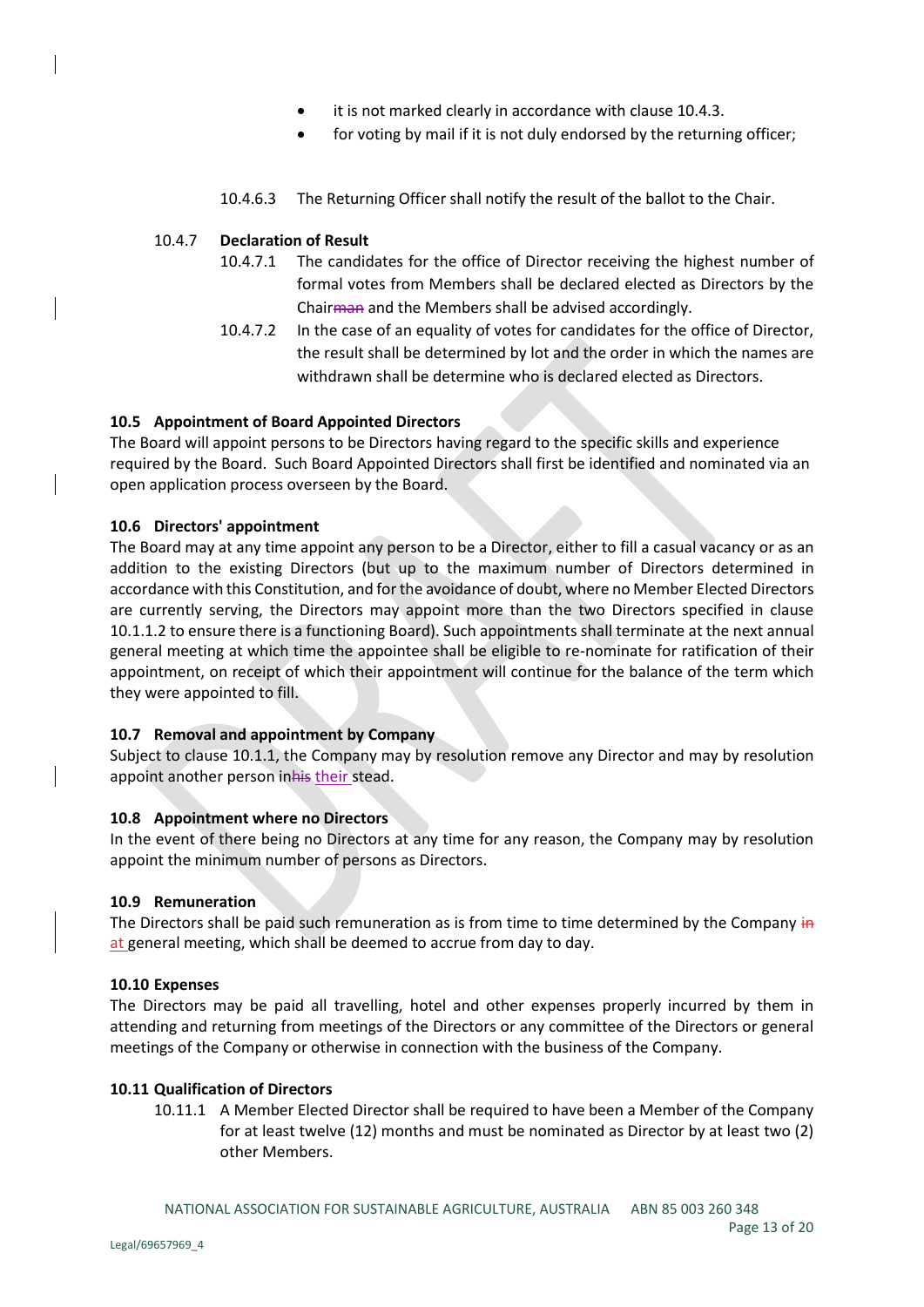- it is not marked clearly in accordance with clause 10.4.3.
- for voting by mail if it is not duly endorsed by the returning officer;

10.4.6.3 The Returning Officer shall notify the result of the ballot to the Chair.

10.4.7 **Declaration of Result**

10.4.7.1 The candidates for the office of Director receiving the highest number of formal votes from Members shall be declared elected as Directors by the Chair~~man~~ and the Members shall be advised accordingly.

10.4.7.2 In the case of an equality of votes for candidates for the office of Director, the result shall be determined by lot and the order in which the names are withdrawn shall be determine who is declared elected as Directors.

**10.5 Appointment of Board Appointed Directors**

The Board will appoint persons to be Directors having regard to the specific skills and experience required by the Board. Such Board Appointed Directors shall first be identified and nominated via an open application process overseen by the Board.

**10.6 Directors' appointment**

The Board may at any time appoint any person to be a Director, either to fill a casual vacancy or as an addition to the existing Directors (but up to the maximum number of Directors determined in accordance with this Constitution, and for the avoidance of doubt, where no Member Elected Directors are currently serving, the Directors may appoint more than the two Directors specified in clause 10.1.1.2 to ensure there is a functioning Board). Such appointments shall terminate at the next annual general meeting at which time the appointee shall be eligible to re-nominate for ratification of their appointment, on receipt of which their appointment will continue for the balance of the term which they were appointed to fill.

**10.7 Removal and appointment by Company**

Subject to clause 10.1.1, the Company may by resolution remove any Director and may by resolution appoint another person in~~his~~ their stead.

**10.8 Appointment where no Directors**

In the event of there being no Directors at any time for any reason, the Company may by resolution appoint the minimum number of persons as Directors.

**10.9 Remuneration**

The Directors shall be paid such remuneration as is from time to time determined by the Company ~~in~~ at general meeting, which shall be deemed to accrue from day to day.

**10.10 Expenses**

The Directors may be paid all travelling, hotel and other expenses properly incurred by them in attending and returning from meetings of the Directors or any committee of the Directors or general meetings of the Company or otherwise in connection with the business of the Company.

**10.11 Qualification of Directors**

10.11.1 A Member Elected Director shall be required to have been a Member of the Company for at least twelve (12) months and must be nominated as Director by at least two (2) other Members.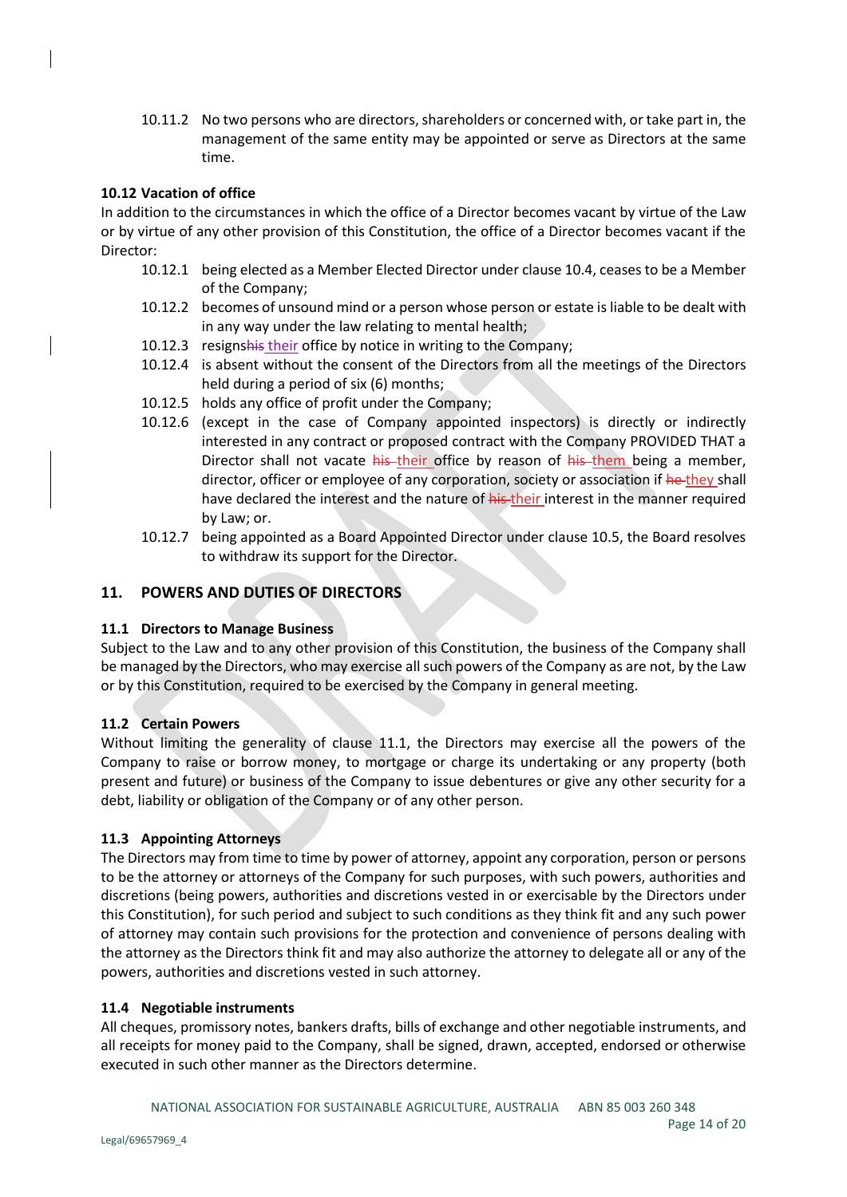10.11.2 No two persons who are directors, shareholders or concerned with, or take part in, the management of the same entity may be appointed or serve as Directors at the same time.

### 10.12 Vacation of office

In addition to the circumstances in which the office of a Director becomes vacant by virtue of the Law or by virtue of any other provision of this Constitution, the office of a Director becomes vacant if the Director:

10.12.1 being elected as a Member Elected Director under clause 10.4, ceases to be a Member of the Company;

10.12.2 becomes of unsound mind or a person whose person or estate is liable to be dealt with in any way under the law relating to mental health;

10.12.3 resigns ~~his~~ their office by notice in writing to the Company;

10.12.4 is absent without the consent of the Directors from all the meetings of the Directors held during a period of six (6) months;

10.12.5 holds any office of profit under the Company;

10.12.6 (except in the case of Company appointed inspectors) is directly or indirectly interested in any contract or proposed contract with the Company PROVIDED THAT a Director shall not vacate ~~his~~ their office by reason of ~~his~~ them being a member, director, officer or employee of any corporation, society or association if ~~he~~ they shall have declared the interest and the nature of ~~his~~ their interest in the manner required by Law; or.

10.12.7 being appointed as a Board Appointed Director under clause 10.5, the Board resolves to withdraw its support for the Director.

## 11. POWERS AND DUTIES OF DIRECTORS

### 11.1 Directors to Manage Business

Subject to the Law and to any other provision of this Constitution, the business of the Company shall be managed by the Directors, who may exercise all such powers of the Company as are not, by the Law or by this Constitution, required to be exercised by the Company in general meeting.

### 11.2 Certain Powers

Without limiting the generality of clause 11.1, the Directors may exercise all the powers of the Company to raise or borrow money, to mortgage or charge its undertaking or any property (both present and future) or business of the Company to issue debentures or give any other security for a debt, liability or obligation of the Company or of any other person.

### 11.3 Appointing Attorneys

The Directors may from time to time by power of attorney, appoint any corporation, person or persons to be the attorney or attorneys of the Company for such purposes, with such powers, authorities and discretions (being powers, authorities and discretions vested in or exercisable by the Directors under this Constitution), for such period and subject to such conditions as they think fit and any such power of attorney may contain such provisions for the protection and convenience of persons dealing with the attorney as the Directors think fit and may also authorize the attorney to delegate all or any of the powers, authorities and discretions vested in such attorney.

### 11.4 Negotiable instruments

All cheques, promissory notes, bankers drafts, bills of exchange and other negotiable instruments, and all receipts for money paid to the Company, shall be signed, drawn, accepted, endorsed or otherwise executed in such other manner as the Directors determine.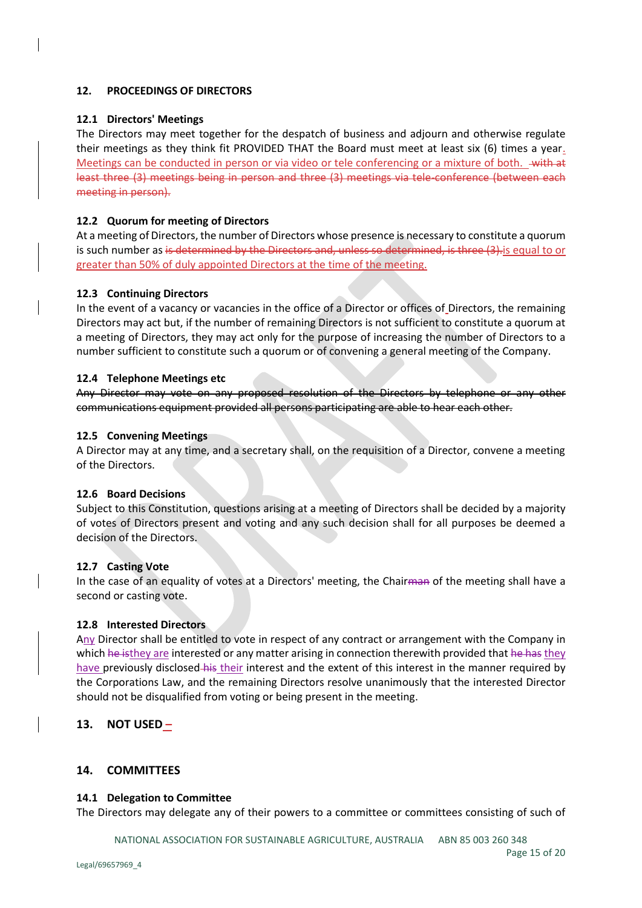## 12. PROCEEDINGS OF DIRECTORS

### 12.1 Directors' Meetings

The Directors may meet together for the despatch of business and adjourn and otherwise regulate their meetings as they think fit PROVIDED THAT the Board must meet at least six (6) times a year. Meetings can be conducted in person or via video or tele conferencing or a mixture of both. ~~with at least three (3) meetings being in person and three (3) meetings via tele-conference (between each meeting in person).~~

### 12.2 Quorum for meeting of Directors

At a meeting of Directors, the number of Directors whose presence is necessary to constitute a quorum is such number as ~~is determined by the Directors and, unless so determined, is three (3).~~ is equal to or greater than 50% of duly appointed Directors at the time of the meeting.

### 12.3 Continuing Directors

In the event of a vacancy or vacancies in the office of a Director or offices of Directors, the remaining Directors may act but, if the number of remaining Directors is not sufficient to constitute a quorum at a meeting of Directors, they may act only for the purpose of increasing the number of Directors to a number sufficient to constitute such a quorum or of convening a general meeting of the Company.

### 12.4 Telephone Meetings etc

~~Any Director may vote on any proposed resolution of the Directors by telephone or any other communications equipment provided all persons participating are able to hear each other.~~

### 12.5 Convening Meetings

A Director may at any time, and a secretary shall, on the requisition of a Director, convene a meeting of the Directors.

### 12.6 Board Decisions

Subject to this Constitution, questions arising at a meeting of Directors shall be decided by a majority of votes of Directors present and voting and any such decision shall for all purposes be deemed a decision of the Directors.

### 12.7 Casting Vote

In the case of an equality of votes at a Directors' meeting, the Chair~~man~~ of the meeting shall have a second or casting vote.

### 12.8 Interested Directors

Any Director shall be entitled to vote in respect of any contract or arrangement with the Company in which ~~he is~~they are interested or any matter arising in connection therewith provided that ~~he has~~ they have previously disclosed ~~his~~ their interest and the extent of this interest in the manner required by the Corporations Law, and the remaining Directors resolve unanimously that the interested Director should not be disqualified from voting or being present in the meeting.

## 13. NOT USED –

## 14. COMMITTEES

### 14.1 Delegation to Committee

The Directors may delegate any of their powers to a committee or committees consisting of such of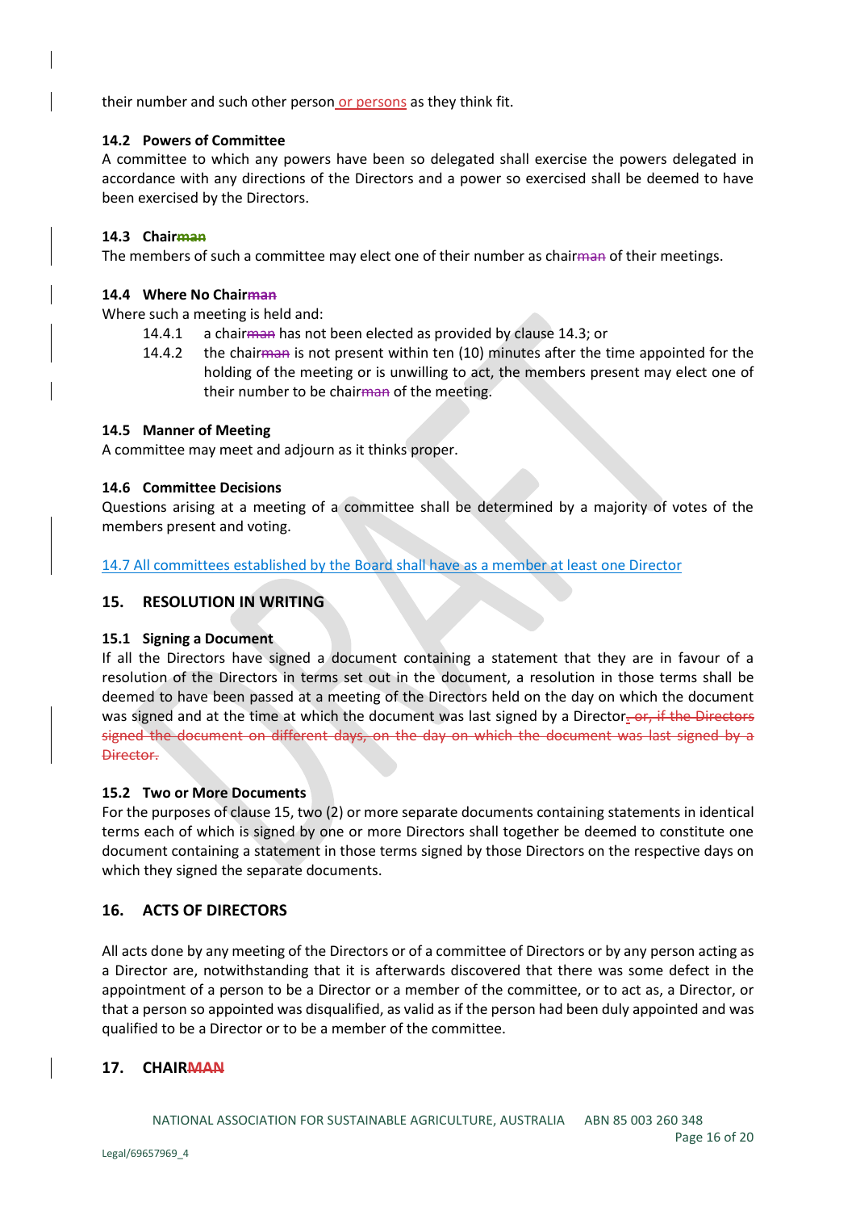their number and such other person or persons as they think fit.

### 14.2 Powers of Committee

A committee to which any powers have been so delegated shall exercise the powers delegated in accordance with any directions of the Directors and a power so exercised shall be deemed to have been exercised by the Directors.

### 14.3 Chair~~man~~

The members of such a committee may elect one of their number as chair~~man~~ of their meetings.

### 14.4 Where No Chair~~man~~

Where such a meeting is held and:

- 14.4.1 a chair~~man~~ has not been elected as provided by clause 14.3; or
- 14.4.2 the chair~~man~~ is not present within ten (10) minutes after the time appointed for the holding of the meeting or is unwilling to act, the members present may elect one of their number to be chair~~man~~ of the meeting.

### 14.5 Manner of Meeting

A committee may meet and adjourn as it thinks proper.

### 14.6 Committee Decisions

Questions arising at a meeting of a committee shall be determined by a majority of votes of the members present and voting.

14.7 All committees established by the Board shall have as a member at least one Director

## 15. RESOLUTION IN WRITING

### 15.1 Signing a Document

If all the Directors have signed a document containing a statement that they are in favour of a resolution of the Directors in terms set out in the document, a resolution in those terms shall be deemed to have been passed at a meeting of the Directors held on the day on which the document was signed and at the time at which the document was last signed by a Director.~~, or, if the Directors signed the document on different days, on the day on which the document was last signed by a Director.~~

### 15.2 Two or More Documents

For the purposes of clause 15, two (2) or more separate documents containing statements in identical terms each of which is signed by one or more Directors shall together be deemed to constitute one document containing a statement in those terms signed by those Directors on the respective days on which they signed the separate documents.

## 16. ACTS OF DIRECTORS

All acts done by any meeting of the Directors or of a committee of Directors or by any person acting as a Director are, notwithstanding that it is afterwards discovered that there was some defect in the appointment of a person to be a Director or a member of the committee, or to act as, a Director, or that a person so appointed was disqualified, as valid as if the person had been duly appointed and was qualified to be a Director or to be a member of the committee.

## 17. CHAIR~~MAN~~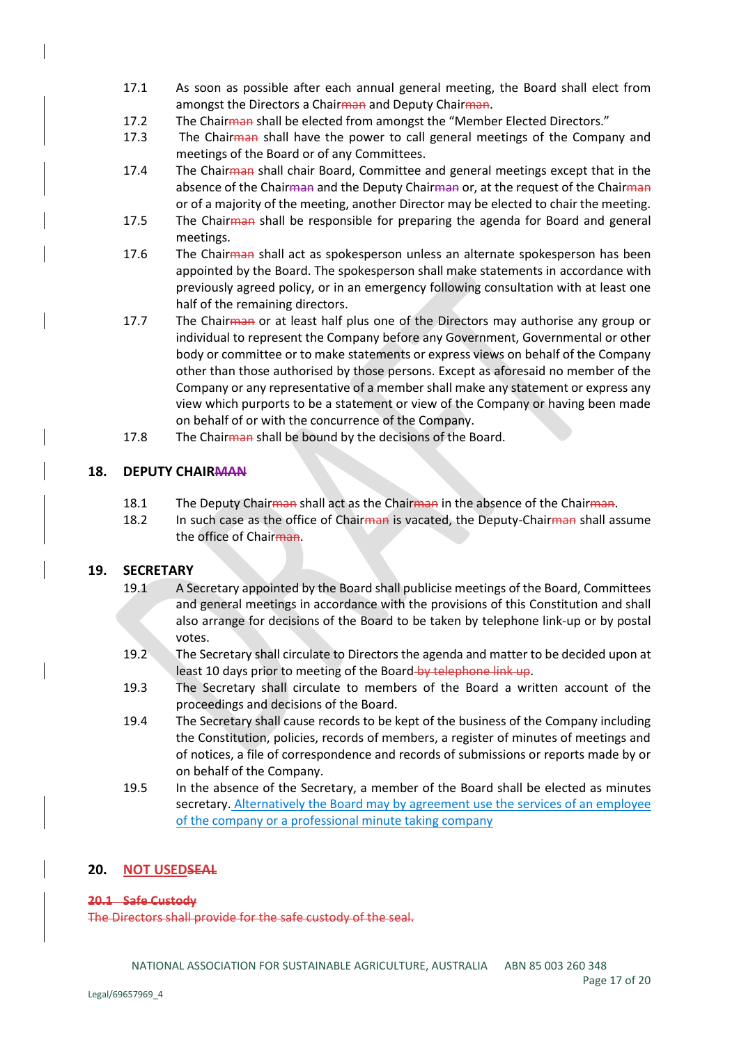17.1 As soon as possible after each annual general meeting, the Board shall elect from amongst the Directors a Chair~~man~~ and Deputy Chair~~man~~.

17.2 The Chair~~man~~ shall be elected from amongst the "Member Elected Directors."

17.3 The Chair~~man~~ shall have the power to call general meetings of the Company and meetings of the Board or of any Committees.

17.4 The Chair~~man~~ shall chair Board, Committee and general meetings except that in the absence of the Chair~~man~~ and the Deputy Chair~~man~~ or, at the request of the Chair~~man~~ or of a majority of the meeting, another Director may be elected to chair the meeting.

17.5 The Chair~~man~~ shall be responsible for preparing the agenda for Board and general meetings.

17.6 The Chair~~man~~ shall act as spokesperson unless an alternate spokesperson has been appointed by the Board. The spokesperson shall make statements in accordance with previously agreed policy, or in an emergency following consultation with at least one half of the remaining directors.

17.7 The Chair~~man~~ or at least half plus one of the Directors may authorise any group or individual to represent the Company before any Government, Governmental or other body or committee or to make statements or express views on behalf of the Company other than those authorised by those persons. Except as aforesaid no member of the Company or any representative of a member shall make any statement or express any view which purports to be a statement or view of the Company or having been made on behalf of or with the concurrence of the Company.

17.8 The Chair~~man~~ shall be bound by the decisions of the Board.

## 18. DEPUTY CHAIR~~MAN~~

18.1 The Deputy Chair~~man~~ shall act as the Chair~~man~~ in the absence of the Chair~~man~~.

18.2 In such case as the office of Chair~~man~~ is vacated, the Deputy-Chair~~man~~ shall assume the office of Chair~~man~~.

## 19. SECRETARY

19.1 A Secretary appointed by the Board shall publicise meetings of the Board, Committees and general meetings in accordance with the provisions of this Constitution and shall also arrange for decisions of the Board to be taken by telephone link-up or by postal votes.

19.2 The Secretary shall circulate to Directors the agenda and matter to be decided upon at least 10 days prior to meeting of the Board ~~by telephone link up~~.

19.3 The Secretary shall circulate to members of the Board a written account of the proceedings and decisions of the Board.

19.4 The Secretary shall cause records to be kept of the business of the Company including the Constitution, policies, records of members, a register of minutes of meetings and of notices, a file of correspondence and records of submissions or reports made by or on behalf of the Company.

19.5 In the absence of the Secretary, a member of the Board shall be elected as minutes secretary. Alternatively the Board may by agreement use the services of an employee of the company or a professional minute taking company

## 20. NOT USED~~SEAL~~

~~**20.1 Safe Custody**~~

~~The Directors shall provide for the safe custody of the seal.~~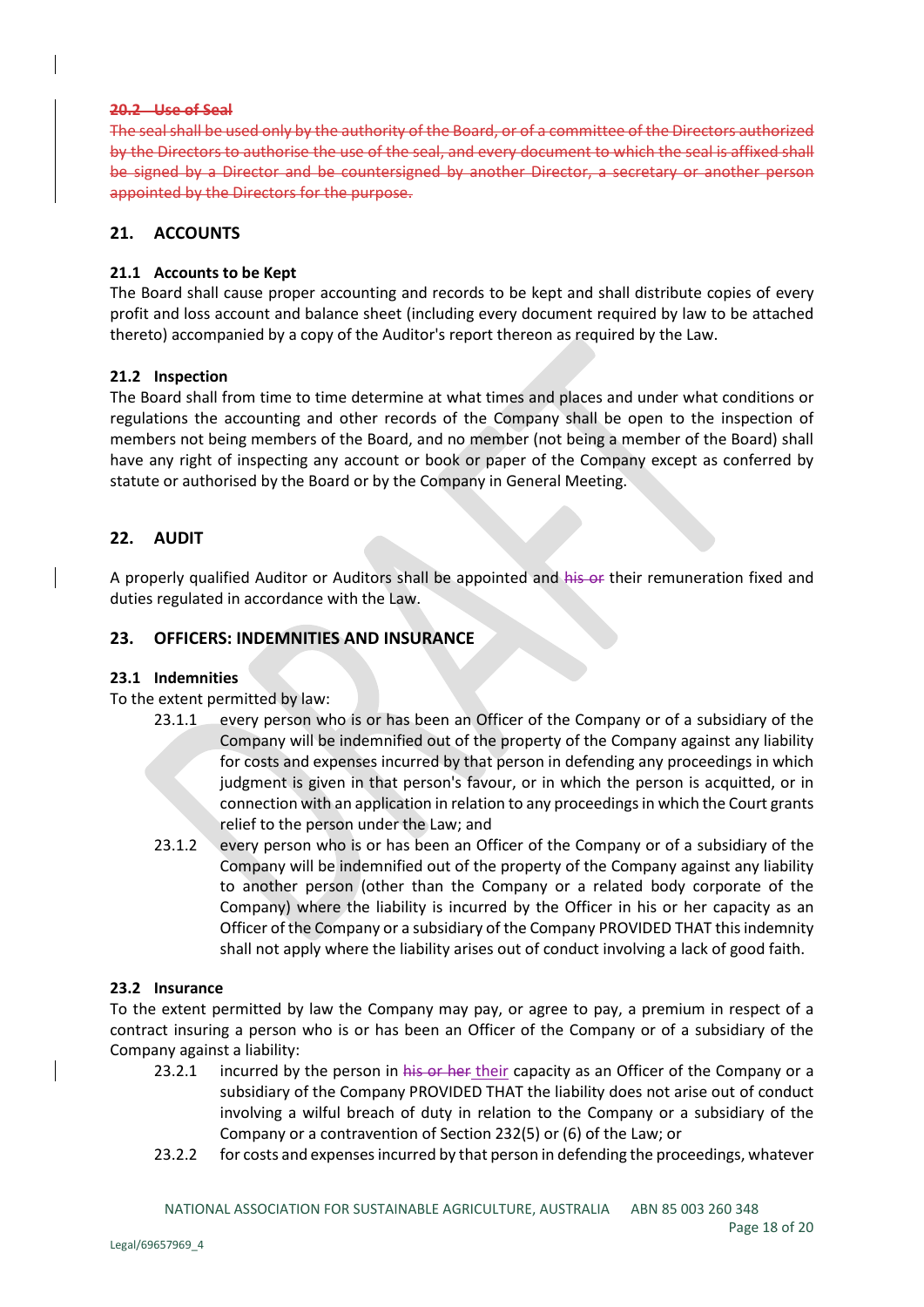~~**20.2 Use of Seal**~~

~~The seal shall be used only by the authority of the Board, or of a committee of the Directors authorized by the Directors to authorise the use of the seal, and every document to which the seal is affixed shall be signed by a Director and be countersigned by another Director, a secretary or another person appointed by the Directors for the purpose.~~

## 21. ACCOUNTS

### 21.1 Accounts to be Kept

The Board shall cause proper accounting and records to be kept and shall distribute copies of every profit and loss account and balance sheet (including every document required by law to be attached thereto) accompanied by a copy of the Auditor's report thereon as required by the Law.

### 21.2 Inspection

The Board shall from time to time determine at what times and places and under what conditions or regulations the accounting and other records of the Company shall be open to the inspection of members not being members of the Board, and no member (not being a member of the Board) shall have any right of inspecting any account or book or paper of the Company except as conferred by statute or authorised by the Board or by the Company in General Meeting.

## 22. AUDIT

A properly qualified Auditor or Auditors shall be appointed and ~~his or~~ their remuneration fixed and duties regulated in accordance with the Law.

## 23. OFFICERS: INDEMNITIES AND INSURANCE

### 23.1 Indemnities

To the extent permitted by law:

23.1.1 every person who is or has been an Officer of the Company or of a subsidiary of the Company will be indemnified out of the property of the Company against any liability for costs and expenses incurred by that person in defending any proceedings in which judgment is given in that person's favour, or in which the person is acquitted, or in connection with an application in relation to any proceedings in which the Court grants relief to the person under the Law; and

23.1.2 every person who is or has been an Officer of the Company or of a subsidiary of the Company will be indemnified out of the property of the Company against any liability to another person (other than the Company or a related body corporate of the Company) where the liability is incurred by the Officer in his or her capacity as an Officer of the Company or a subsidiary of the Company PROVIDED THAT this indemnity shall not apply where the liability arises out of conduct involving a lack of good faith.

### 23.2 Insurance

To the extent permitted by law the Company may pay, or agree to pay, a premium in respect of a contract insuring a person who is or has been an Officer of the Company or of a subsidiary of the Company against a liability:

23.2.1 incurred by the person in ~~his or her~~ their capacity as an Officer of the Company or a subsidiary of the Company PROVIDED THAT the liability does not arise out of conduct involving a wilful breach of duty in relation to the Company or a subsidiary of the Company or a contravention of Section 232(5) or (6) of the Law; or

23.2.2 for costs and expenses incurred by that person in defending the proceedings, whatever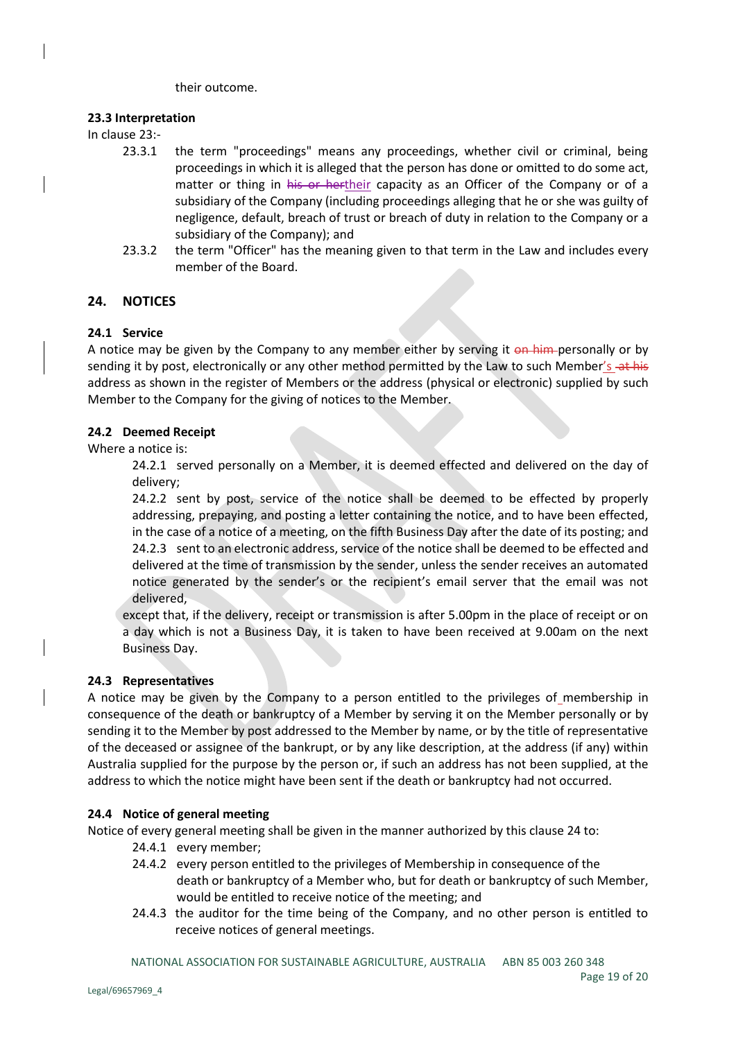their outcome.

**23.3 Interpretation**

In clause 23:-

23.3.1 the term "proceedings" means any proceedings, whether civil or criminal, being proceedings in which it is alleged that the person has done or omitted to do some act, matter or thing in ~~his or her~~their capacity as an Officer of the Company or of a subsidiary of the Company (including proceedings alleging that he or she was guilty of negligence, default, breach of trust or breach of duty in relation to the Company or a subsidiary of the Company); and

23.3.2 the term "Officer" has the meaning given to that term in the Law and includes every member of the Board.

## 24. NOTICES

**24.1 Service**

A notice may be given by the Company to any member either by serving it ~~on him~~ personally or by sending it by post, electronically or any other method permitted by the Law to such Member's ~~at his~~ address as shown in the register of Members or the address (physical or electronic) supplied by such Member to the Company for the giving of notices to the Member.

**24.2 Deemed Receipt**

Where a notice is:

24.2.1 served personally on a Member, it is deemed effected and delivered on the day of delivery;

24.2.2 sent by post, service of the notice shall be deemed to be effected by properly addressing, prepaying, and posting a letter containing the notice, and to have been effected, in the case of a notice of a meeting, on the fifth Business Day after the date of its posting; and

24.2.3 sent to an electronic address, service of the notice shall be deemed to be effected and delivered at the time of transmission by the sender, unless the sender receives an automated notice generated by the sender's or the recipient's email server that the email was not delivered,

except that, if the delivery, receipt or transmission is after 5.00pm in the place of receipt or on a day which is not a Business Day, it is taken to have been received at 9.00am on the next Business Day.

**24.3 Representatives**

A notice may be given by the Company to a person entitled to the privileges of membership in consequence of the death or bankruptcy of a Member by serving it on the Member personally or by sending it to the Member by post addressed to the Member by name, or by the title of representative of the deceased or assignee of the bankrupt, or by any like description, at the address (if any) within Australia supplied for the purpose by the person or, if such an address has not been supplied, at the address to which the notice might have been sent if the death or bankruptcy had not occurred.

**24.4 Notice of general meeting**

Notice of every general meeting shall be given in the manner authorized by this clause 24 to:

24.4.1 every member;

24.4.2 every person entitled to the privileges of Membership in consequence of the death or bankruptcy of a Member who, but for death or bankruptcy of such Member, would be entitled to receive notice of the meeting; and

24.4.3 the auditor for the time being of the Company, and no other person is entitled to receive notices of general meetings.